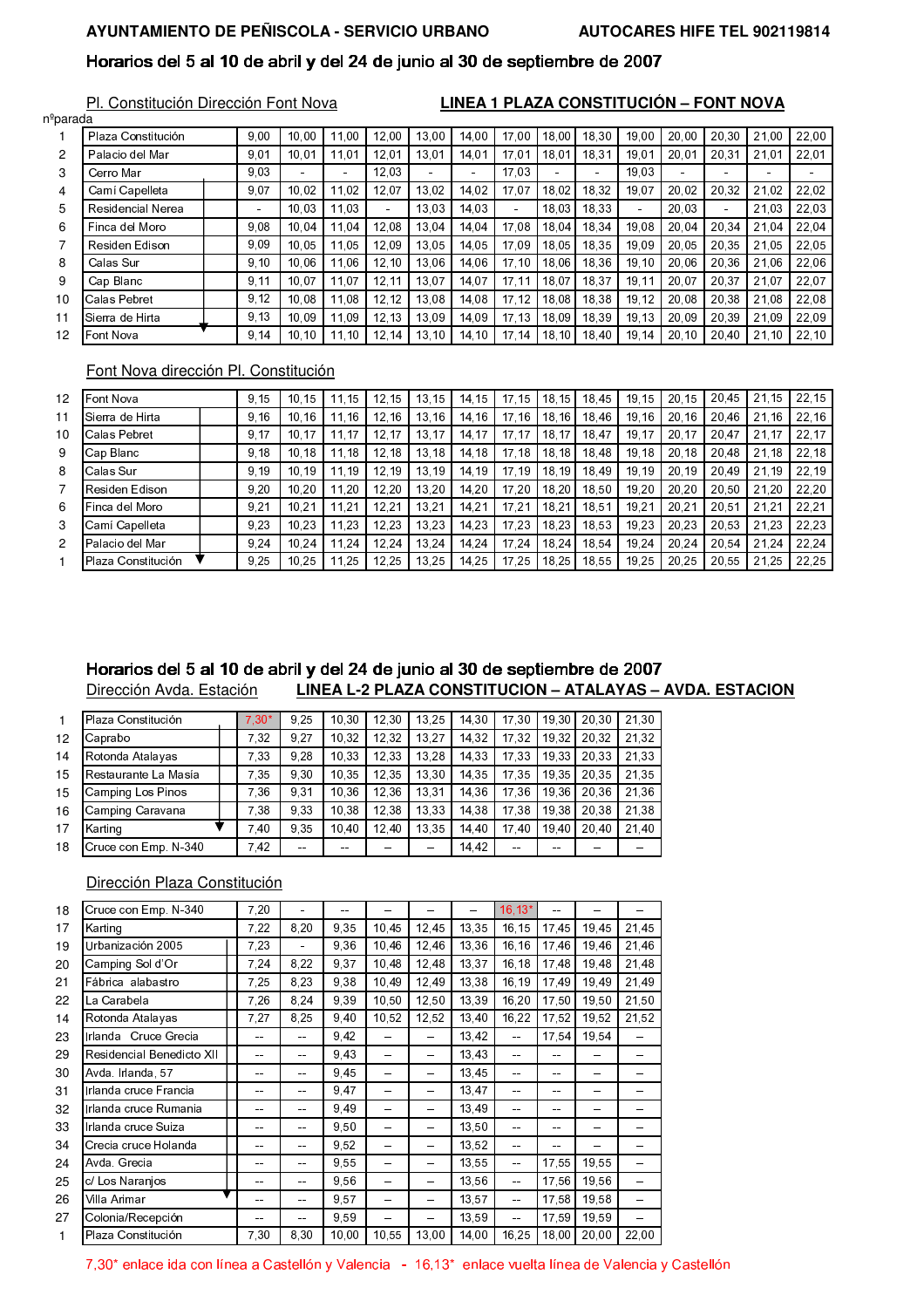AYUNTAMIENTO DE PEÑISCOLA - SERVICIO URBANO — AUTOCARES HIFE TEL 902119814

## Horarios del 5 al 10 de abril y del 24 de junio al 30 de septiembre de 2007

### LINEA 1 PLAZA CONSTITUCIÓN – FONT NOVA

Pl. Constitución Dirección Font Nova

| nºparada | | | | | | | | | | | | | | | |
|---|---|---|---|---|---|---|---|---|---|---|---|---|---|---|---|
| 1 | Plaza Constitución | 9,00 | 10,00 | 11,00 | 12,00 | 13,00 | 14,00 | 17,00 | 18,00 | 18,30 | 19,00 | 20,00 | 20,30 | 21,00 | 22,00 |
| 2 | Palacio del Mar | 9,01 | 10,01 | 11,01 | 12,01 | 13,01 | 14,01 | 17,01 | 18,01 | 18,31 | 19,01 | 20,01 | 20,31 | 21,01 | 22,01 |
| 3 | Cerro Mar | 9,03 | - | - | 12,03 | - | - | 17,03 | - | - | 19,03 | - | - | - | - |
| 4 | Camí Capelleta | 9,07 | 10,02 | 11,02 | 12,07 | 13,02 | 14,02 | 17,07 | 18,02 | 18,32 | 19,07 | 20,02 | 20,32 | 21,02 | 22,02 |
| 5 | Residencial Nerea | - | 10,03 | 11,03 | - | 13,03 | 14,03 | - | 18,03 | 18,33 | - | 20,03 | - | 21,03 | 22,03 |
| 6 | Finca del Moro | 9,08 | 10,04 | 11,04 | 12,08 | 13,04 | 14,04 | 17,08 | 18,04 | 18,34 | 19,08 | 20,04 | 20,34 | 21,04 | 22,04 |
| 7 | Residen Edison | 9,09 | 10,05 | 11,05 | 12,09 | 13,05 | 14,05 | 17,09 | 18,05 | 18,35 | 19,09 | 20,05 | 20,35 | 21,05 | 22,05 |
| 8 | Calas Sur | 9,10 | 10,06 | 11,06 | 12,10 | 13,06 | 14,06 | 17,10 | 18,06 | 18,36 | 19,10 | 20,06 | 20,36 | 21,06 | 22,06 |
| 9 | Cap Blanc | 9,11 | 10,07 | 11,07 | 12,11 | 13,07 | 14,07 | 17,11 | 18,07 | 18,37 | 19,11 | 20,07 | 20,37 | 21,07 | 22,07 |
| 10 | Calas Pebret | 9,12 | 10,08 | 11,08 | 12,12 | 13,08 | 14,08 | 17,12 | 18,08 | 18,38 | 19,12 | 20,08 | 20,38 | 21,08 | 22,08 |
| 11 | Sierra de Hirta | 9,13 | 10,09 | 11,09 | 12,13 | 13,09 | 14,09 | 17,13 | 18,09 | 18,39 | 19,13 | 20,09 | 20,39 | 21,09 | 22,09 |
| 12 | Font Nova | 9,14 | 10,10 | 11,10 | 12,14 | 13,10 | 14,10 | 17,14 | 18,10 | 18,40 | 19,14 | 20,10 | 20,40 | 21,10 | 22,10 |

Font Nova dirección Pl. Constitución

| nºparada | | | | | | | | | | | | | | | |
|---|---|---|---|---|---|---|---|---|---|---|---|---|---|---|---|
| 12 | Font Nova | 9,15 | 10,15 | 11,15 | 12,15 | 13,15 | 14,15 | 17,15 | 18,15 | 18,45 | 19,15 | 20,15 | 20,45 | 21,15 | 22,15 |
| 11 | Sierra de Hirta | 9,16 | 10,16 | 11,16 | 12,16 | 13,16 | 14,16 | 17,16 | 18,16 | 18,46 | 19,16 | 20,16 | 20,46 | 21,16 | 22,16 |
| 10 | Calas Pebret | 9,17 | 10,17 | 11,17 | 12,17 | 13,17 | 14,17 | 17,17 | 18,17 | 18,47 | 19,17 | 20,17 | 20,47 | 21,17 | 22,17 |
| 9 | Cap Blanc | 9,18 | 10,18 | 11,18 | 12,18 | 13,18 | 14,18 | 17,18 | 18,18 | 18,48 | 19,18 | 20,18 | 20,48 | 21,18 | 22,18 |
| 8 | Calas Sur | 9,19 | 10,19 | 11,19 | 12,19 | 13,19 | 14,19 | 17,19 | 18,19 | 18,49 | 19,19 | 20,19 | 20,49 | 21,19 | 22,19 |
| 7 | Residen Edison | 9,20 | 10,20 | 11,20 | 12,20 | 13,20 | 14,20 | 17,20 | 18,20 | 18,50 | 19,20 | 20,20 | 20,50 | 21,20 | 22,20 |
| 6 | Finca del Moro | 9,21 | 10,21 | 11,21 | 12,21 | 13,21 | 14,21 | 17,21 | 18,21 | 18,51 | 19,21 | 20,21 | 20,51 | 21,21 | 22,21 |
| 3 | Camí Capelleta | 9,23 | 10,23 | 11,23 | 12,23 | 13,23 | 14,23 | 17,23 | 18,23 | 18,53 | 19,23 | 20,23 | 20,53 | 21,23 | 22,23 |
| 2 | Palacio del Mar | 9,24 | 10,24 | 11,24 | 12,24 | 13,24 | 14,24 | 17,24 | 18,24 | 18,54 | 19,24 | 20,24 | 20,54 | 21,24 | 22,24 |
| 1 | Plaza Constitución | 9,25 | 10,25 | 11,25 | 12,25 | 13,25 | 14,25 | 17,25 | 18,25 | 18,55 | 19,25 | 20,25 | 20,55 | 21,25 | 22,25 |

## Horarios del 5 al 10 de abril y del 24 de junio al 30 de septiembre de 2007

### LINEA L-2 PLAZA CONSTITUCION – ATALAYAS – AVDA. ESTACION

Dirección Avda. Estación

| nºparada | | | | | | | | | | | |
|---|---|---|---|---|---|---|---|---|---|---|---|
| 1 | Plaza Constitución | 7,30* | 9,25 | 10,30 | 12,30 | 13,25 | 14,30 | 17,30 | 19,30 | 20,30 | 21,30 |
| 12 | Caprabo | 7,32 | 9,27 | 10,32 | 12,32 | 13,27 | 14,32 | 17,32 | 19,32 | 20,32 | 21,32 |
| 14 | Rotonda Atalayas | 7,33 | 9,28 | 10,33 | 12,33 | 13,28 | 14,33 | 17,33 | 19,33 | 20,33 | 21,33 |
| 15 | Restaurante La Masía | 7,35 | 9,30 | 10,35 | 12,35 | 13,30 | 14,35 | 17,35 | 19,35 | 20,35 | 21,35 |
| 15 | Camping Los Pinos | 7,36 | 9,31 | 10,36 | 12,36 | 13,31 | 14,36 | 17,36 | 19,36 | 20,36 | 21,36 |
| 16 | Camping Caravana | 7,38 | 9,33 | 10,38 | 12,38 | 13,33 | 14,38 | 17,38 | 19,38 | 20,38 | 21,38 |
| 17 | Karting | 7,40 | 9,35 | 10,40 | 12,40 | 13,35 | 14,40 | 17,40 | 19,40 | 20,40 | 21,40 |
| 18 | Cruce con Emp. N-340 | 7,42 | -- | -- | – | – | 14,42 | -- | -- | – | – |

Dirección Plaza Constitución

| nºparada | | | | | | | | | | | |
|---|---|---|---|---|---|---|---|---|---|---|---|
| 18 | Cruce con Emp. N-340 | 7,20 | - | -- | – | – | – | 16,13* | -- | – | – |
| 17 | Karting | 7,22 | 8,20 | 9,35 | 10,45 | 12,45 | 13,35 | 16,15 | 17,45 | 19,45 | 21,45 |
| 19 | Urbanización 2005 | 7,23 | - | 9,36 | 10,46 | 12,46 | 13,36 | 16,16 | 17,46 | 19,46 | 21,46 |
| 20 | Camping Sol d'Or | 7,24 | 8,22 | 9,37 | 10,48 | 12,48 | 13,37 | 16,18 | 17,48 | 19,48 | 21,48 |
| 21 | Fábrica alabastro | 7,25 | 8,23 | 9,38 | 10,49 | 12,49 | 13,38 | 16,19 | 17,49 | 19,49 | 21,49 |
| 22 | La Carabela | 7,26 | 8,24 | 9,39 | 10,50 | 12,50 | 13,39 | 16,20 | 17,50 | 19,50 | 21,50 |
| 14 | Rotonda Atalayas | 7,27 | 8,25 | 9,40 | 10,52 | 12,52 | 13,40 | 16,22 | 17,52 | 19,52 | 21,52 |
| 23 | Irlanda Cruce Grecia | -- | -- | 9,42 | – | – | 13,42 | -- | 17,54 | 19,54 | – |
| 29 | Residencial Benedicto XII | -- | -- | 9,43 | – | – | 13,43 | -- | -- | – | – |
| 30 | Avda. Irlanda, 57 | -- | -- | 9,45 | – | – | 13,45 | -- | -- | – | – |
| 31 | Irlanda cruce Francia | -- | -- | 9,47 | – | – | 13,47 | -- | -- | – | – |
| 32 | Irlanda cruce Rumania | -- | -- | 9,49 | – | – | 13,49 | -- | -- | – | – |
| 33 | Irlanda cruce Suiza | -- | -- | 9,50 | – | – | 13,50 | -- | -- | – | – |
| 34 | Crecia cruce Holanda | -- | -- | 9,52 | – | – | 13,52 | -- | -- | – | – |
| 24 | Avda. Grecia | -- | -- | 9,55 | – | – | 13,55 | -- | 17,55 | 19,55 | – |
| 25 | c/ Los Naranjos | -- | -- | 9,56 | – | – | 13,56 | -- | 17,56 | 19,56 | – |
| 26 | Villa Arimar | -- | -- | 9,57 | – | – | 13,57 | -- | 17,58 | 19,58 | – |
| 27 | Colonia/Recepción | -- | -- | 9,59 | – | – | 13,59 | -- | 17,59 | 19,59 | – |
| 1 | Plaza Constitución | 7,30 | 8,30 | 10,00 | 10,55 | 13,00 | 14,00 | 16,25 | 18,00 | 20,00 | 22,00 |

7,30* enlace ida con línea a Castellón y Valencia - 16,13* enlace vuelta línea de Valencia y Castellón